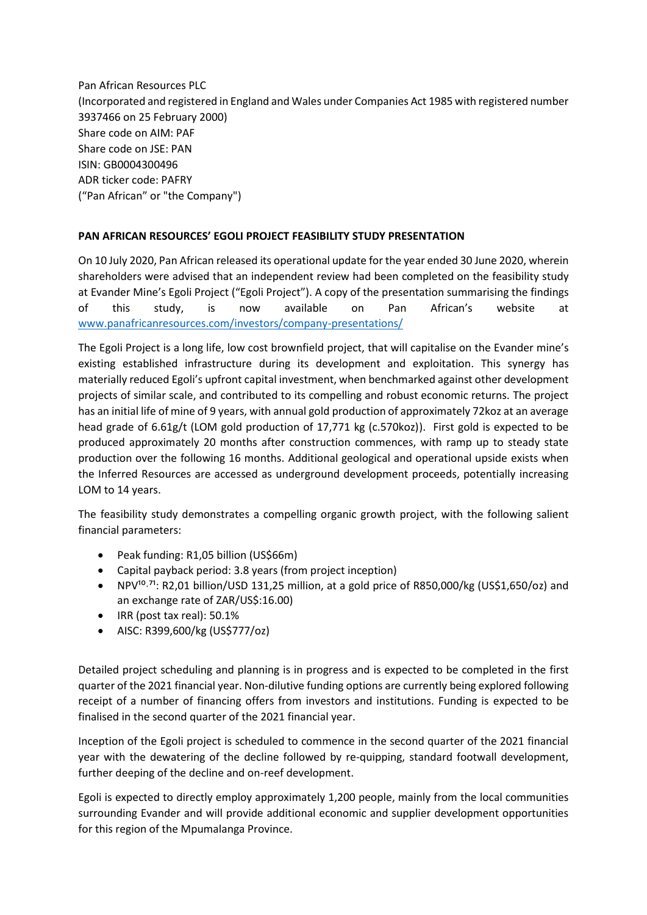Pan African Resources PLC
(Incorporated and registered in England and Wales under Companies Act 1985 with registered number 3937466 on 25 February 2000)
Share code on AIM: PAF
Share code on JSE: PAN
ISIN: GB0004300496
ADR ticker code: PAFRY
("Pan African" or "the Company")

**PAN AFRICAN RESOURCES' EGOLI PROJECT FEASIBILITY STUDY PRESENTATION**

On 10 July 2020, Pan African released its operational update for the year ended 30 June 2020, wherein shareholders were advised that an independent review had been completed on the feasibility study at Evander Mine's Egoli Project ("Egoli Project"). A copy of the presentation summarising the findings of this study, is now available on Pan African's website at [www.panafricanresources.com/investors/company-presentations/](www.panafricanresources.com/investors/company-presentations/)

The Egoli Project is a long life, low cost brownfield project, that will capitalise on the Evander mine's existing established infrastructure during its development and exploitation. This synergy has materially reduced Egoli's upfront capital investment, when benchmarked against other development projects of similar scale, and contributed to its compelling and robust economic returns. The project has an initial life of mine of 9 years, with annual gold production of approximately 72koz at an average head grade of 6.61g/t (LOM gold production of 17,771 kg (c.570koz)). First gold is expected to be produced approximately 20 months after construction commences, with ramp up to steady state production over the following 16 months. Additional geological and operational upside exists when the Inferred Resources are accessed as underground development proceeds, potentially increasing LOM to 14 years.

The feasibility study demonstrates a compelling organic growth project, with the following salient financial parameters:

- Peak funding: R1,05 billion (US$66m)
- Capital payback period: 3.8 years (from project inception)
- $NPV^{10.71}$: R2,01 billion/USD 131,25 million, at a gold price of R850,000/kg (US$1,650/oz) and an exchange rate of ZAR/US$:16.00)
- IRR (post tax real): 50.1%
- AISC: R399,600/kg (US$777/oz)

Detailed project scheduling and planning is in progress and is expected to be completed in the first quarter of the 2021 financial year. Non-dilutive funding options are currently being explored following receipt of a number of financing offers from investors and institutions. Funding is expected to be finalised in the second quarter of the 2021 financial year.

Inception of the Egoli project is scheduled to commence in the second quarter of the 2021 financial year with the dewatering of the decline followed by re-quipping, standard footwall development, further deeping of the decline and on-reef development.

Egoli is expected to directly employ approximately 1,200 people, mainly from the local communities surrounding Evander and will provide additional economic and supplier development opportunities for this region of the Mpumalanga Province.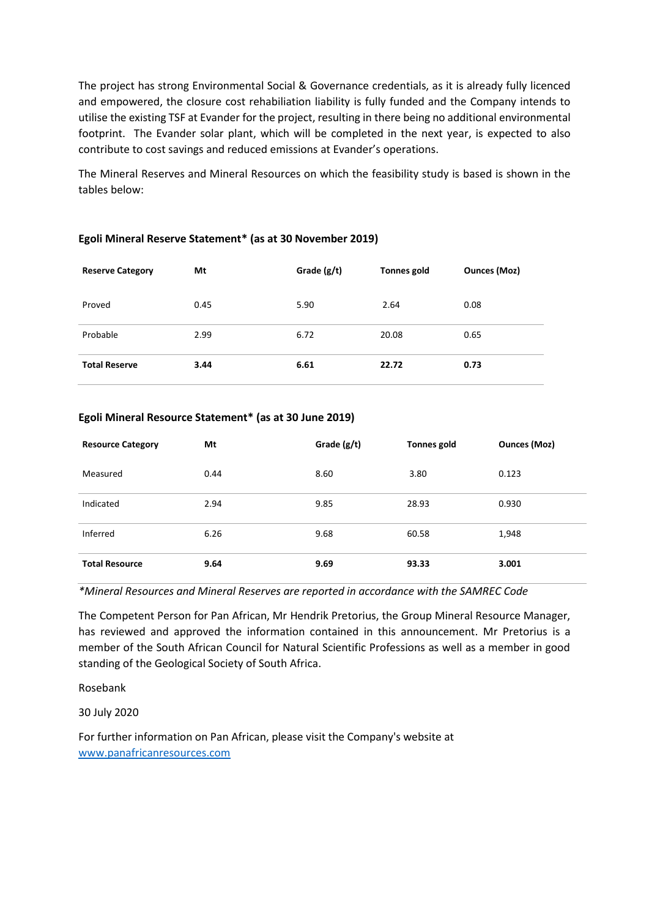The project has strong Environmental Social & Governance credentials, as it is already fully licenced and empowered, the closure cost rehabiliation liability is fully funded and the Company intends to utilise the existing TSF at Evander for the project, resulting in there being no additional environmental footprint. The Evander solar plant, which will be completed in the next year, is expected to also contribute to cost savings and reduced emissions at Evander's operations.

The Mineral Reserves and Mineral Resources on which the feasibility study is based is shown in the tables below:

**Egoli Mineral Reserve Statement* (as at 30 November 2019)**

| Reserve Category | Mt | Grade (g/t) | Tonnes gold | Ounces (Moz) |
|---|---|---|---|---|
| Proved | 0.45 | 5.90 | 2.64 | 0.08 |
| Probable | 2.99 | 6.72 | 20.08 | 0.65 |
| **Total Reserve** | **3.44** | **6.61** | **22.72** | **0.73** |

**Egoli Mineral Resource Statement* (as at 30 June 2019)**

| Resource Category | Mt | Grade (g/t) | Tonnes gold | Ounces (Moz) |
|---|---|---|---|---|
| Measured | 0.44 | 8.60 | 3.80 | 0.123 |
| Indicated | 2.94 | 9.85 | 28.93 | 0.930 |
| Inferred | 6.26 | 9.68 | 60.58 | 1,948 |
| **Total Resource** | **9.64** | **9.69** | **93.33** | **3.001** |

*\*Mineral Resources and Mineral Reserves are reported in accordance with the SAMREC Code*

The Competent Person for Pan African, Mr Hendrik Pretorius, the Group Mineral Resource Manager, has reviewed and approved the information contained in this announcement. Mr Pretorius is a member of the South African Council for Natural Scientific Professions as well as a member in good standing of the Geological Society of South Africa.

Rosebank

30 July 2020

For further information on Pan African, please visit the Company's website at [www.panafricanresources.com](http://www.panafricanresources.com)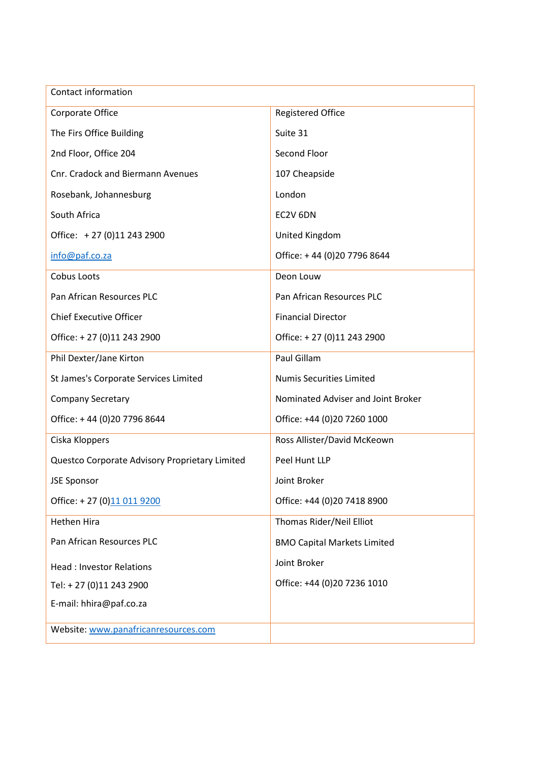| Contact information | |
|---|---|
| Corporate Office<br>The Firs Office Building<br>2nd Floor, Office 204<br>Cnr. Cradock and Biermann Avenues<br>Rosebank, Johannesburg<br>South Africa<br>Office: + 27 (0)11 243 2900<br>info@paf.co.za | Registered Office<br>Suite 31<br>Second Floor<br>107 Cheapside<br>London<br>EC2V 6DN<br>United Kingdom<br>Office: + 44 (0)20 7796 8644 |
| Cobus Loots<br>Pan African Resources PLC<br>Chief Executive Officer<br>Office: + 27 (0)11 243 2900 | Deon Louw<br>Pan African Resources PLC<br>Financial Director<br>Office: + 27 (0)11 243 2900 |
| Phil Dexter/Jane Kirton<br>St James's Corporate Services Limited<br>Company Secretary<br>Office: + 44 (0)20 7796 8644 | Paul Gillam<br>Numis Securities Limited<br>Nominated Adviser and Joint Broker<br>Office: +44 (0)20 7260 1000 |
| Ciska Kloppers<br>Questco Corporate Advisory Proprietary Limited<br>JSE Sponsor<br>Office: + 27 (0)11 011 9200 | Ross Allister/David McKeown<br>Peel Hunt LLP<br>Joint Broker<br>Office: +44 (0)20 7418 8900 |
| Hethen Hira<br>Pan African Resources PLC<br>Head : Investor Relations<br>Tel: + 27 (0)11 243 2900<br>E-mail: hhira@paf.co.za | Thomas Rider/Neil Elliot<br>BMO Capital Markets Limited<br>Joint Broker<br>Office: +44 (0)20 7236 1010 |
| Website: www.panafricanresources.com | |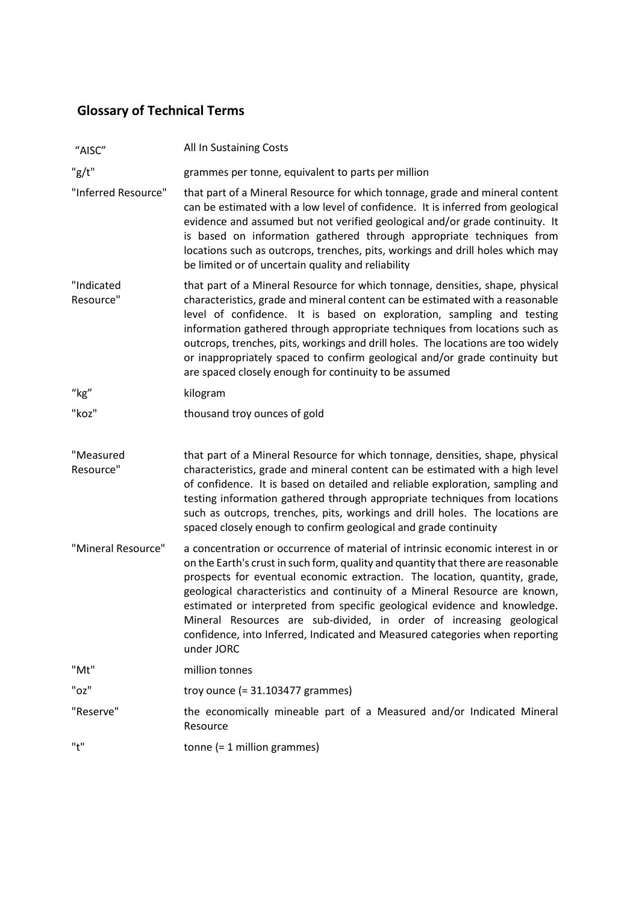## Glossary of Technical Terms

| | |
|---|---|
| "AISC" | All In Sustaining Costs |
| "g/t" | grammes per tonne, equivalent to parts per million |
| "Inferred Resource" | that part of a Mineral Resource for which tonnage, grade and mineral content can be estimated with a low level of confidence. It is inferred from geological evidence and assumed but not verified geological and/or grade continuity. It is based on information gathered through appropriate techniques from locations such as outcrops, trenches, pits, workings and drill holes which may be limited or of uncertain quality and reliability |
| "Indicated Resource" | that part of a Mineral Resource for which tonnage, densities, shape, physical characteristics, grade and mineral content can be estimated with a reasonable level of confidence. It is based on exploration, sampling and testing information gathered through appropriate techniques from locations such as outcrops, trenches, pits, workings and drill holes. The locations are too widely or inappropriately spaced to confirm geological and/or grade continuity but are spaced closely enough for continuity to be assumed |
| "kg" | kilogram |
| "koz" | thousand troy ounces of gold |
| "Measured Resource" | that part of a Mineral Resource for which tonnage, densities, shape, physical characteristics, grade and mineral content can be estimated with a high level of confidence. It is based on detailed and reliable exploration, sampling and testing information gathered through appropriate techniques from locations such as outcrops, trenches, pits, workings and drill holes. The locations are spaced closely enough to confirm geological and grade continuity |
| "Mineral Resource" | a concentration or occurrence of material of intrinsic economic interest in or on the Earth's crust in such form, quality and quantity that there are reasonable prospects for eventual economic extraction. The location, quantity, grade, geological characteristics and continuity of a Mineral Resource are known, estimated or interpreted from specific geological evidence and knowledge. Mineral Resources are sub-divided, in order of increasing geological confidence, into Inferred, Indicated and Measured categories when reporting under JORC |
| "Mt" | million tonnes |
| "oz" | troy ounce (= 31.103477 grammes) |
| "Reserve" | the economically mineable part of a Measured and/or Indicated Mineral Resource |
| "t" | tonne (= 1 million grammes) |